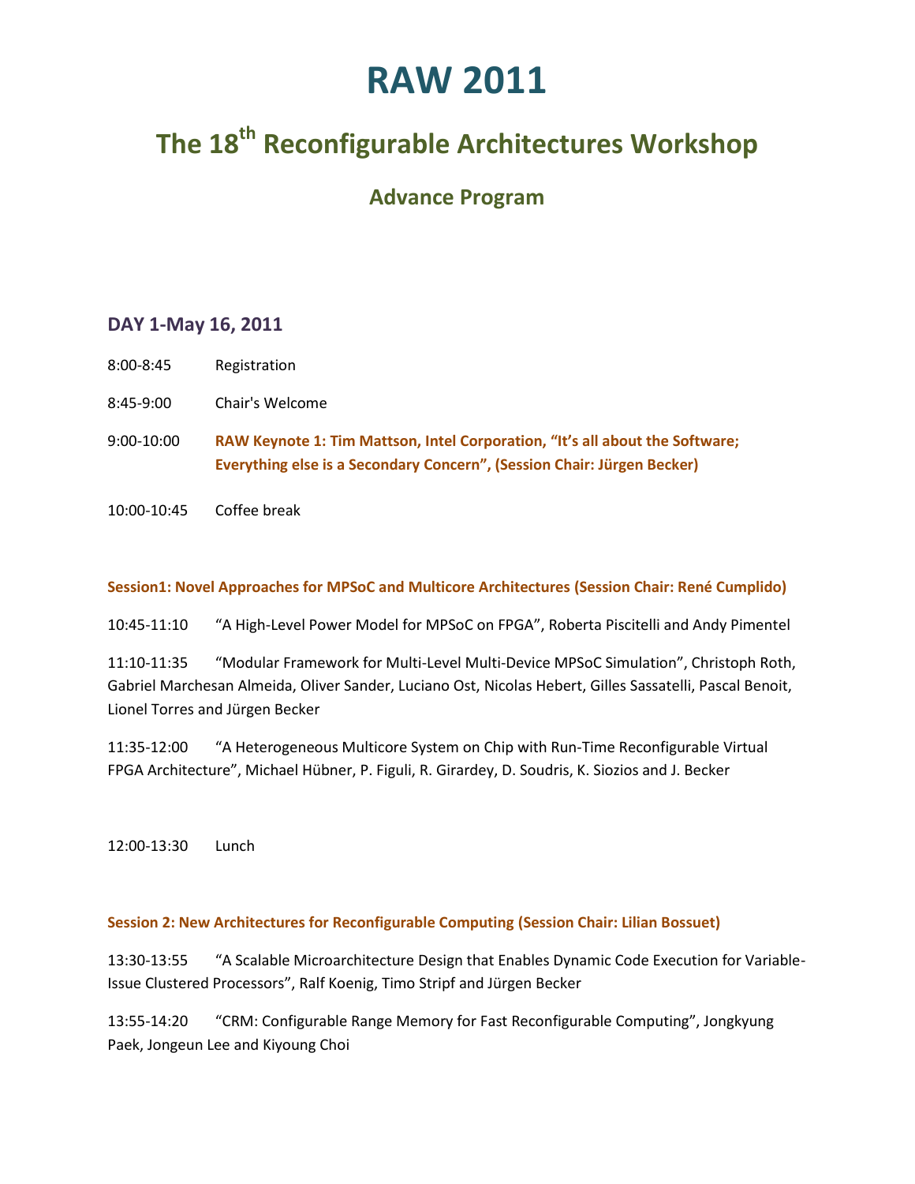# RAW 2011

## The 18th Reconfigurable Architectures Workshop

### Advance Program

### DAY 1-May 16, 2011

8:00-8:45 Registration

8:45-9:00 Chair's Welcome

9:00-10:00 **RAW Keynote 1: Tim Mattson, Intel Corporation, "It's all about the Software; Everything else is a Secondary Concern", (Session Chair: Jürgen Becker)**

10:00-10:45 Coffee break

**Session1: Novel Approaches for MPSoC and Multicore Architectures (Session Chair: René Cumplido)**

10:45-11:10 "A High-Level Power Model for MPSoC on FPGA", Roberta Piscitelli and Andy Pimentel

11:10-11:35 "Modular Framework for Multi-Level Multi-Device MPSoC Simulation", Christoph Roth, Gabriel Marchesan Almeida, Oliver Sander, Luciano Ost, Nicolas Hebert, Gilles Sassatelli, Pascal Benoit, Lionel Torres and Jürgen Becker

11:35-12:00 "A Heterogeneous Multicore System on Chip with Run-Time Reconfigurable Virtual FPGA Architecture", Michael Hübner, P. Figuli, R. Girardey, D. Soudris, K. Siozios and J. Becker

12:00-13:30 Lunch

**Session 2: New Architectures for Reconfigurable Computing (Session Chair: Lilian Bossuet)**

13:30-13:55 "A Scalable Microarchitecture Design that Enables Dynamic Code Execution for Variable-Issue Clustered Processors", Ralf Koenig, Timo Stripf and Jürgen Becker

13:55-14:20 "CRM: Configurable Range Memory for Fast Reconfigurable Computing", Jongkyung Paek, Jongeun Lee and Kiyoung Choi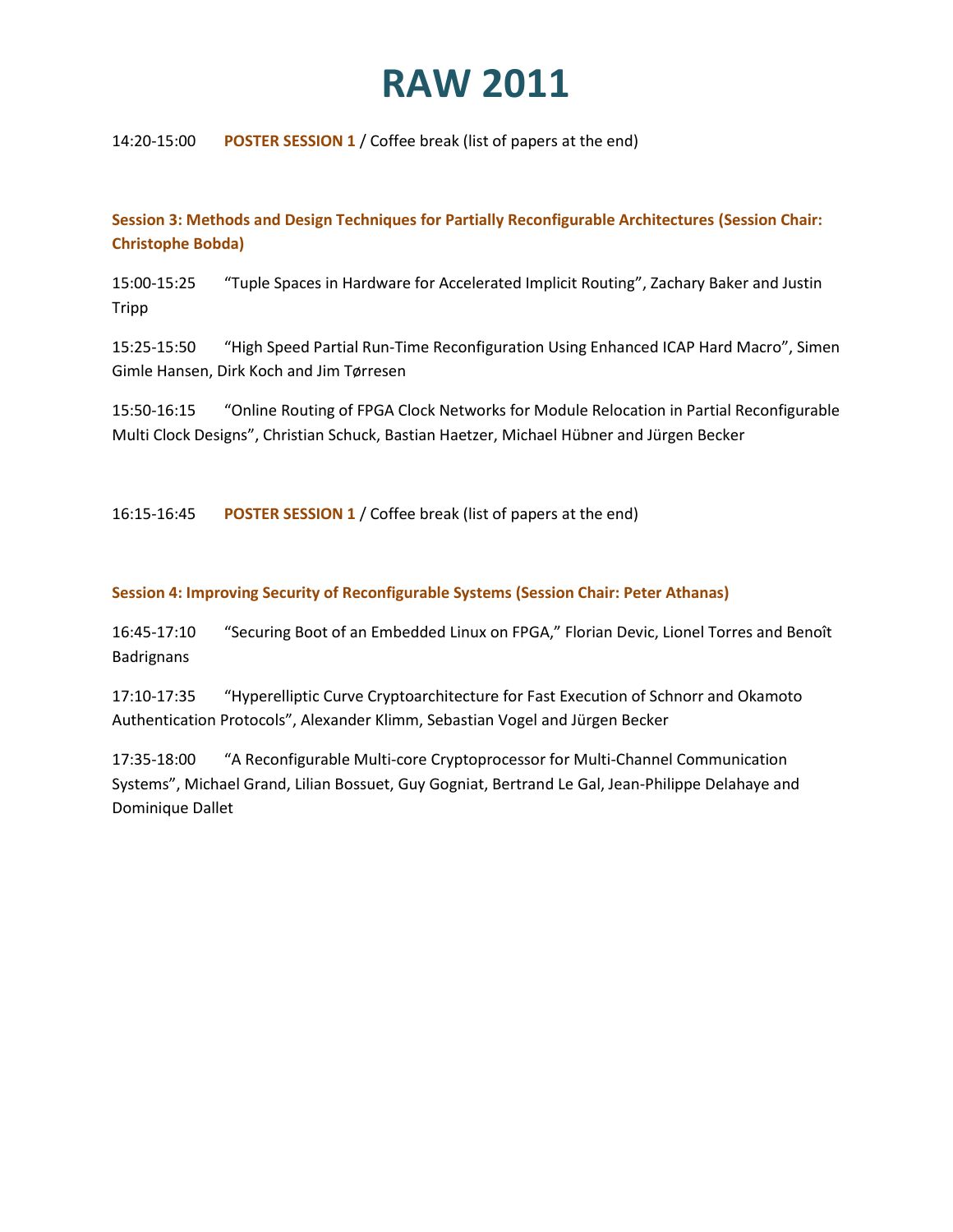# RAW 2011

14:20-15:00 **POSTER SESSION 1** / Coffee break (list of papers at the end)

**Session 3: Methods and Design Techniques for Partially Reconfigurable Architectures (Session Chair: Christophe Bobda)**

15:00-15:25 “Tuple Spaces in Hardware for Accelerated Implicit Routing”, Zachary Baker and Justin Tripp

15:25-15:50 “High Speed Partial Run-Time Reconfiguration Using Enhanced ICAP Hard Macro”, Simen Gimle Hansen, Dirk Koch and Jim Tørresen

15:50-16:15 “Online Routing of FPGA Clock Networks for Module Relocation in Partial Reconfigurable Multi Clock Designs”, Christian Schuck, Bastian Haetzer, Michael Hübner and Jürgen Becker

16:15-16:45 **POSTER SESSION 1** / Coffee break (list of papers at the end)

**Session 4: Improving Security of Reconfigurable Systems (Session Chair: Peter Athanas)**

16:45-17:10 “Securing Boot of an Embedded Linux on FPGA,” Florian Devic, Lionel Torres and Benoît Badrignans

17:10-17:35 “Hyperelliptic Curve Cryptoarchitecture for Fast Execution of Schnorr and Okamoto Authentication Protocols”, Alexander Klimm, Sebastian Vogel and Jürgen Becker

17:35-18:00 “A Reconfigurable Multi-core Cryptoprocessor for Multi-Channel Communication Systems”, Michael Grand, Lilian Bossuet, Guy Gogniat, Bertrand Le Gal, Jean-Philippe Delahaye and Dominique Dallet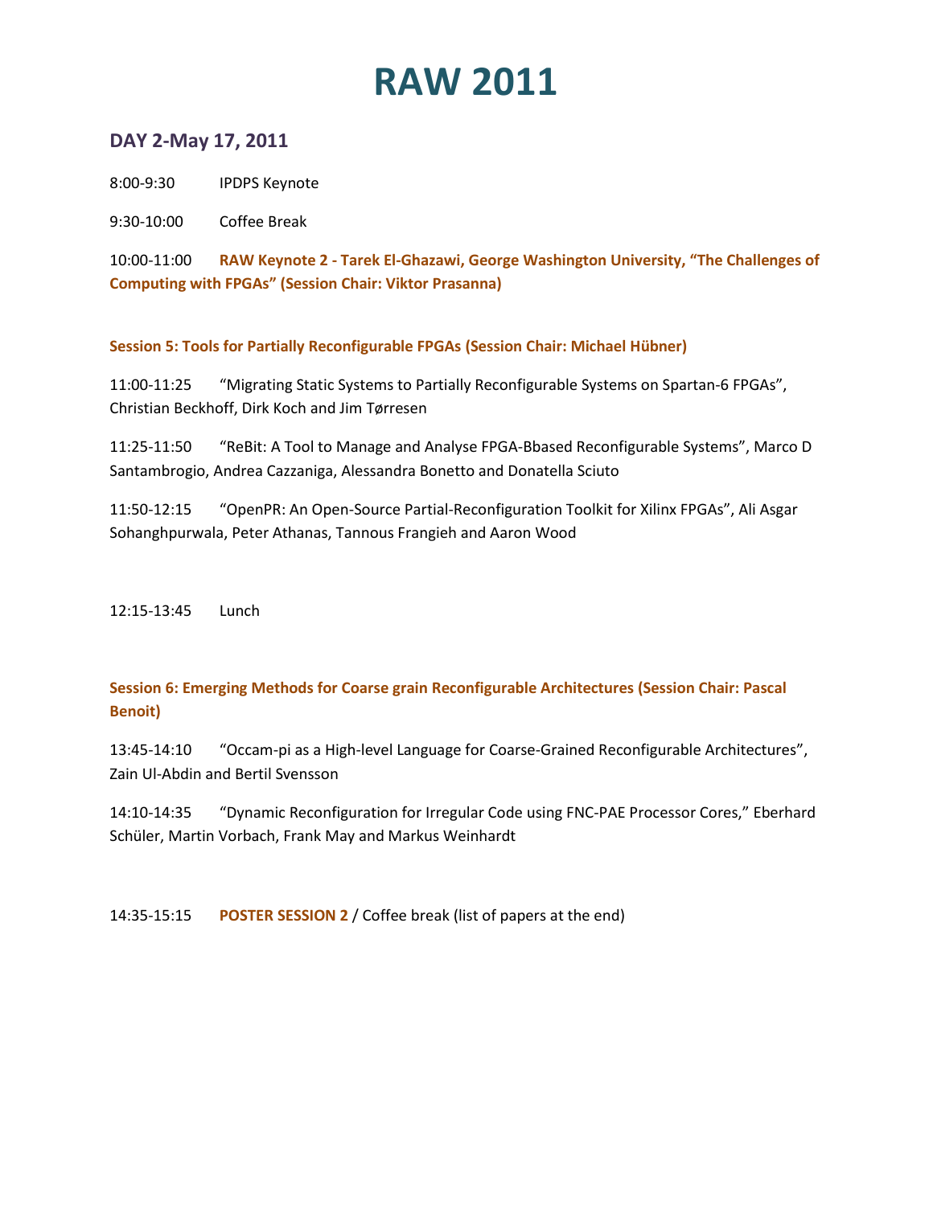# RAW 2011

## DAY 2-May 17, 2011

8:00-9:30 IPDPS Keynote

9:30-10:00 Coffee Break

10:00-11:00 **RAW Keynote 2 - Tarek El-Ghazawi, George Washington University, "The Challenges of Computing with FPGAs" (Session Chair: Viktor Prasanna)**

**Session 5: Tools for Partially Reconfigurable FPGAs (Session Chair: Michael Hübner)**

11:00-11:25 "Migrating Static Systems to Partially Reconfigurable Systems on Spartan-6 FPGAs", Christian Beckhoff, Dirk Koch and Jim Tørresen

11:25-11:50 "ReBit: A Tool to Manage and Analyse FPGA-Bbased Reconfigurable Systems", Marco D Santambrogio, Andrea Cazzaniga, Alessandra Bonetto and Donatella Sciuto

11:50-12:15 "OpenPR: An Open-Source Partial-Reconfiguration Toolkit for Xilinx FPGAs", Ali Asgar Sohanghpurwala, Peter Athanas, Tannous Frangieh and Aaron Wood

12:15-13:45 Lunch

**Session 6: Emerging Methods for Coarse grain Reconfigurable Architectures (Session Chair: Pascal Benoit)**

13:45-14:10 "Occam-pi as a High-level Language for Coarse-Grained Reconfigurable Architectures", Zain Ul-Abdin and Bertil Svensson

14:10-14:35 "Dynamic Reconfiguration for Irregular Code using FNC-PAE Processor Cores," Eberhard Schüler, Martin Vorbach, Frank May and Markus Weinhardt

14:35-15:15 **POSTER SESSION 2** / Coffee break (list of papers at the end)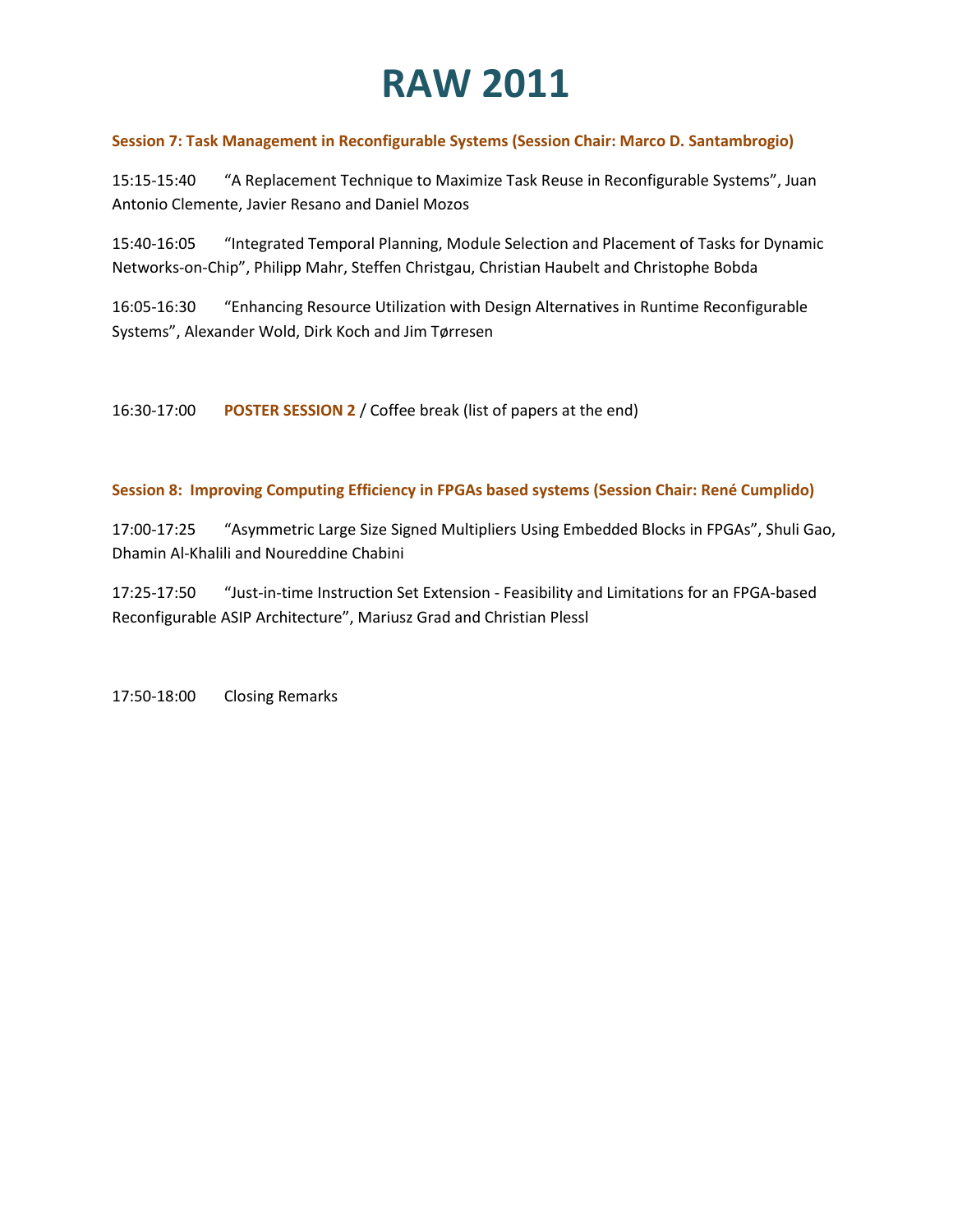# RAW 2011

**Session 7: Task Management in Reconfigurable Systems (Session Chair: Marco D. Santambrogio)**

15:15-15:40 "A Replacement Technique to Maximize Task Reuse in Reconfigurable Systems", Juan Antonio Clemente, Javier Resano and Daniel Mozos

15:40-16:05 "Integrated Temporal Planning, Module Selection and Placement of Tasks for Dynamic Networks-on-Chip", Philipp Mahr, Steffen Christgau, Christian Haubelt and Christophe Bobda

16:05-16:30 "Enhancing Resource Utilization with Design Alternatives in Runtime Reconfigurable Systems", Alexander Wold, Dirk Koch and Jim Tørresen

16:30-17:00 **POSTER SESSION 2** / Coffee break (list of papers at the end)

**Session 8: Improving Computing Efficiency in FPGAs based systems (Session Chair: René Cumplido)**

17:00-17:25 "Asymmetric Large Size Signed Multipliers Using Embedded Blocks in FPGAs", Shuli Gao, Dhamin Al-Khalili and Noureddine Chabini

17:25-17:50 "Just-in-time Instruction Set Extension - Feasibility and Limitations for an FPGA-based Reconfigurable ASIP Architecture", Mariusz Grad and Christian Plessl

17:50-18:00 Closing Remarks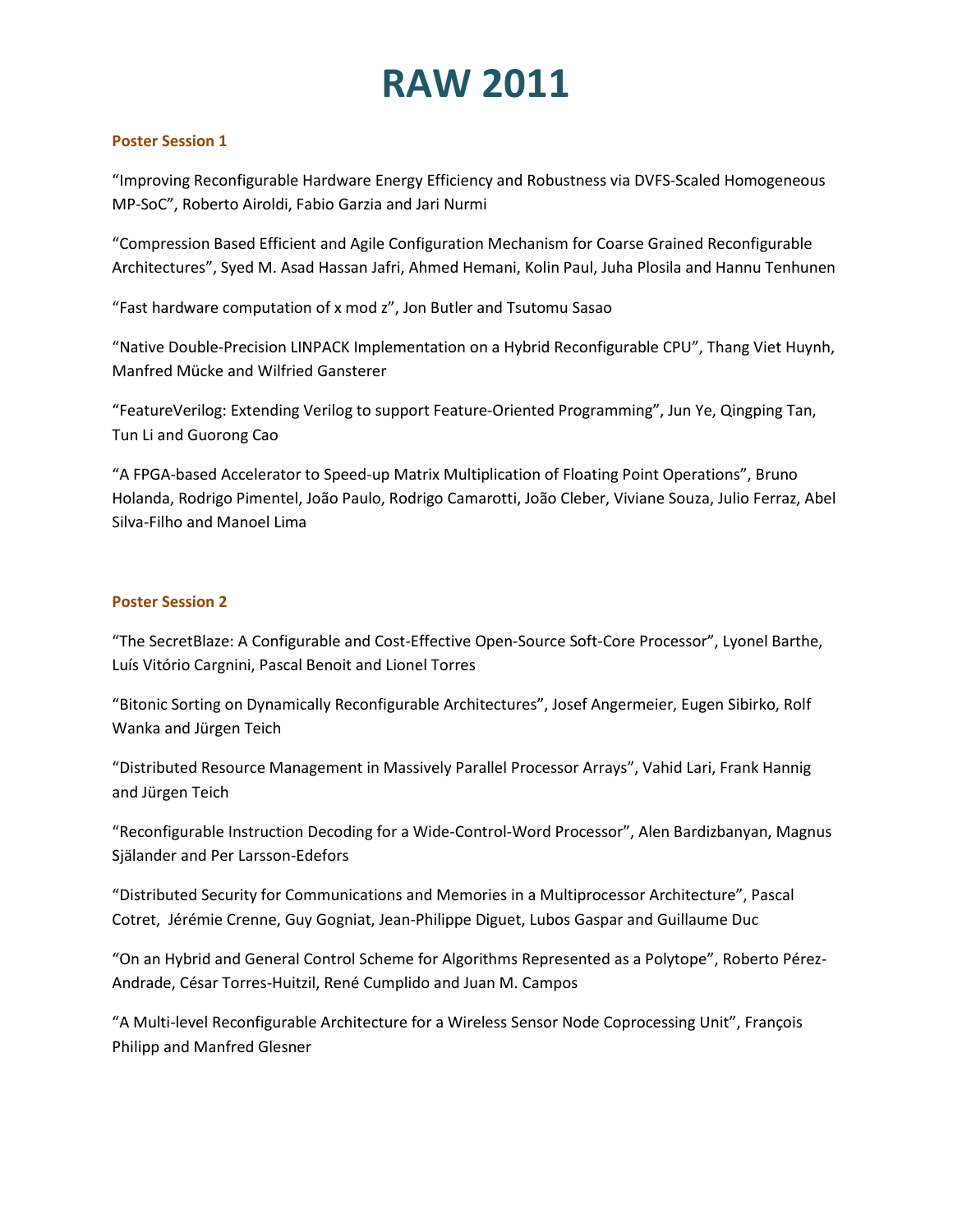# RAW 2011

**Poster Session 1**

“Improving Reconfigurable Hardware Energy Efficiency and Robustness via DVFS-Scaled Homogeneous MP-SoC”, Roberto Airoldi, Fabio Garzia and Jari Nurmi

“Compression Based Efficient and Agile Configuration Mechanism for Coarse Grained Reconfigurable Architectures”, Syed M. Asad Hassan Jafri, Ahmed Hemani, Kolin Paul, Juha Plosila and Hannu Tenhunen

“Fast hardware computation of x mod z”, Jon Butler and Tsutomu Sasao

“Native Double-Precision LINPACK Implementation on a Hybrid Reconfigurable CPU”, Thang Viet Huynh, Manfred Mücke and Wilfried Gansterer

“FeatureVerilog: Extending Verilog to support Feature-Oriented Programming”, Jun Ye, Qingping Tan, Tun Li and Guorong Cao

“A FPGA-based Accelerator to Speed-up Matrix Multiplication of Floating Point Operations”, Bruno Holanda, Rodrigo Pimentel, João Paulo, Rodrigo Camarotti, João Cleber, Viviane Souza, Julio Ferraz, Abel Silva-Filho and Manoel Lima

**Poster Session 2**

“The SecretBlaze: A Configurable and Cost-Effective Open-Source Soft-Core Processor”, Lyonel Barthe, Luís Vitório Cargnini, Pascal Benoit and Lionel Torres

“Bitonic Sorting on Dynamically Reconfigurable Architectures”, Josef Angermeier, Eugen Sibirko, Rolf Wanka and Jürgen Teich

“Distributed Resource Management in Massively Parallel Processor Arrays”, Vahid Lari, Frank Hannig and Jürgen Teich

“Reconfigurable Instruction Decoding for a Wide-Control-Word Processor”, Alen Bardizbanyan, Magnus Själander and Per Larsson-Edefors

“Distributed Security for Communications and Memories in a Multiprocessor Architecture”, Pascal Cotret, Jérémie Crenne, Guy Gogniat, Jean-Philippe Diguet, Lubos Gaspar and Guillaume Duc

“On an Hybrid and General Control Scheme for Algorithms Represented as a Polytope”, Roberto Pérez-Andrade, César Torres-Huitzil, René Cumplido and Juan M. Campos

“A Multi-level Reconfigurable Architecture for a Wireless Sensor Node Coprocessing Unit”, François Philipp and Manfred Glesner